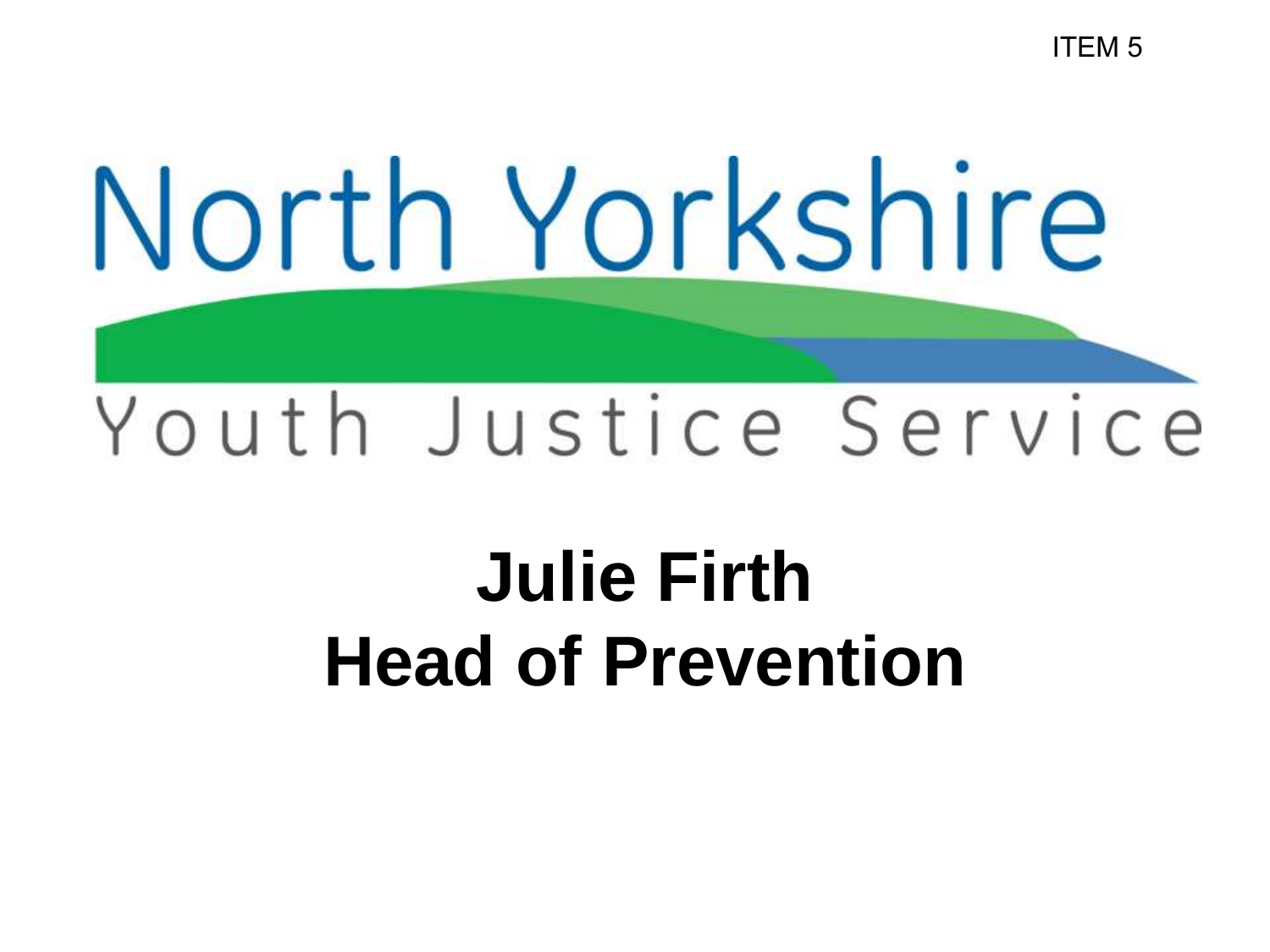ITEM 5

# North Yorkshire

## Youth Justice Service

**Julie Firth**
**Head of Prevention**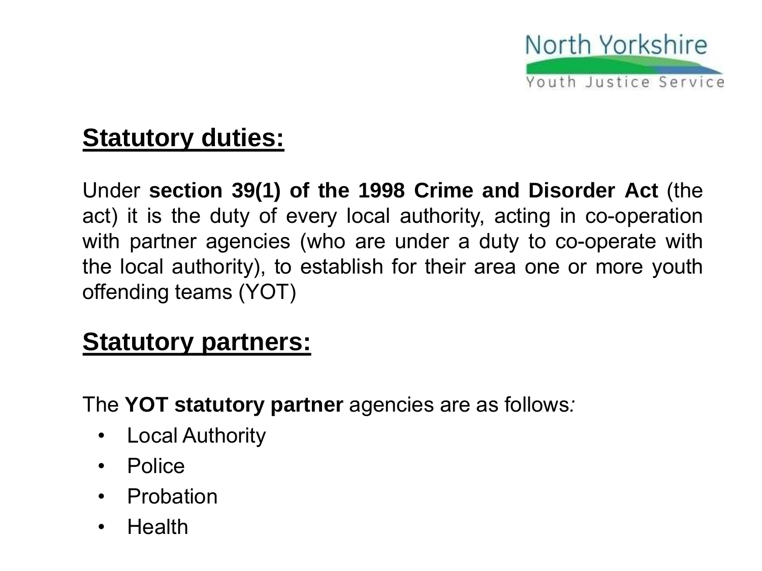## **Statutory duties:**

Under **section 39(1) of the 1998 Crime and Disorder Act** (the act) it is the duty of every local authority, acting in co-operation with partner agencies (who are under a duty to co-operate with the local authority), to establish for their area one or more youth offending teams (YOT)

## **Statutory partners:**

The **YOT statutory partner** agencies are as follows*:*

- Local Authority
- Police
- Probation
- Health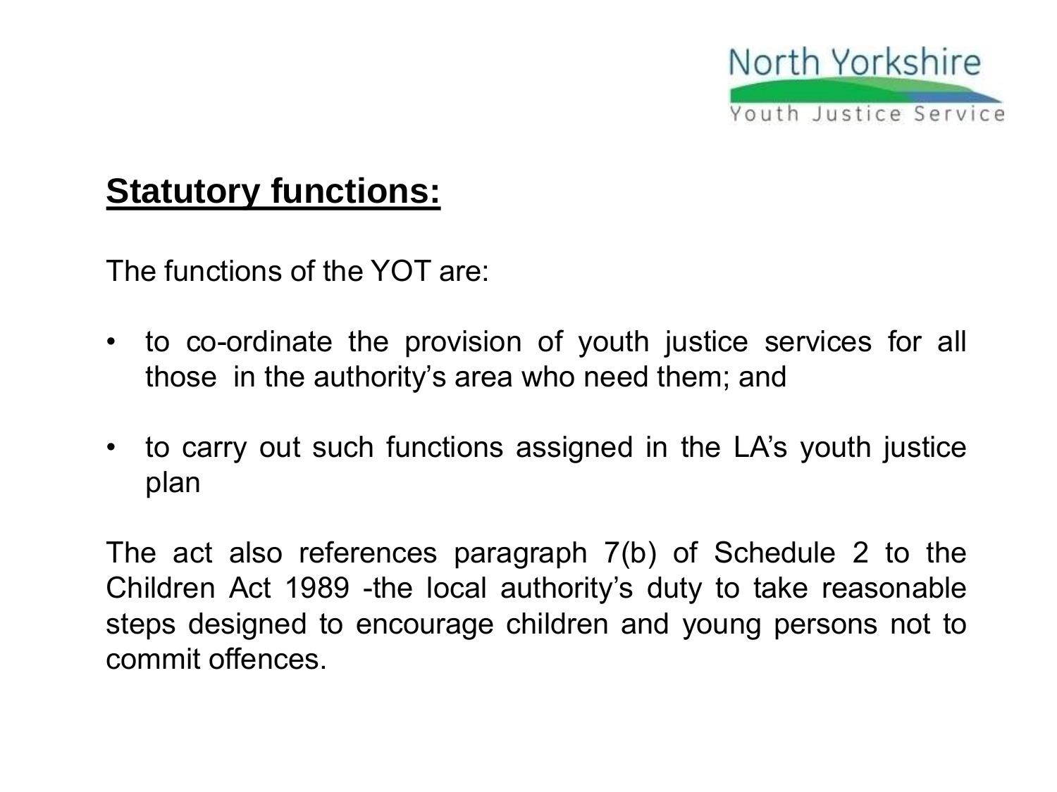## **Statutory functions:**

The functions of the YOT are:

- to co-ordinate the provision of youth justice services for all those in the authority's area who need them; and
- to carry out such functions assigned in the LA's youth justice plan

The act also references paragraph 7(b) of Schedule 2 to the Children Act 1989 -the local authority's duty to take reasonable steps designed to encourage children and young persons not to commit offences.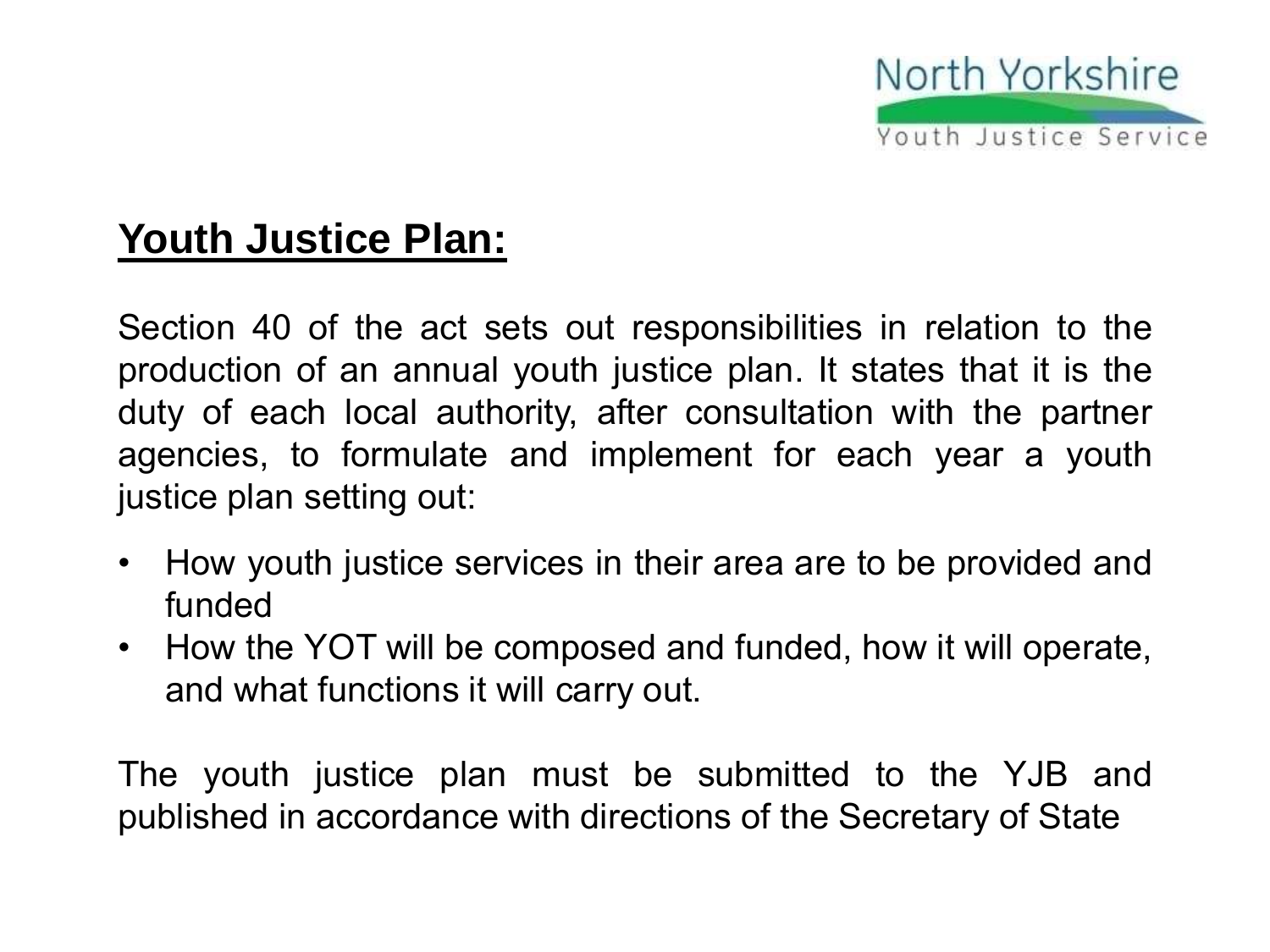## Youth Justice Plan:

Section 40 of the act sets out responsibilities in relation to the production of an annual youth justice plan. It states that it is the duty of each local authority, after consultation with the partner agencies, to formulate and implement for each year a youth justice plan setting out:

- How youth justice services in their area are to be provided and funded
- How the YOT will be composed and funded, how it will operate, and what functions it will carry out.

The youth justice plan must be submitted to the YJB and published in accordance with directions of the Secretary of State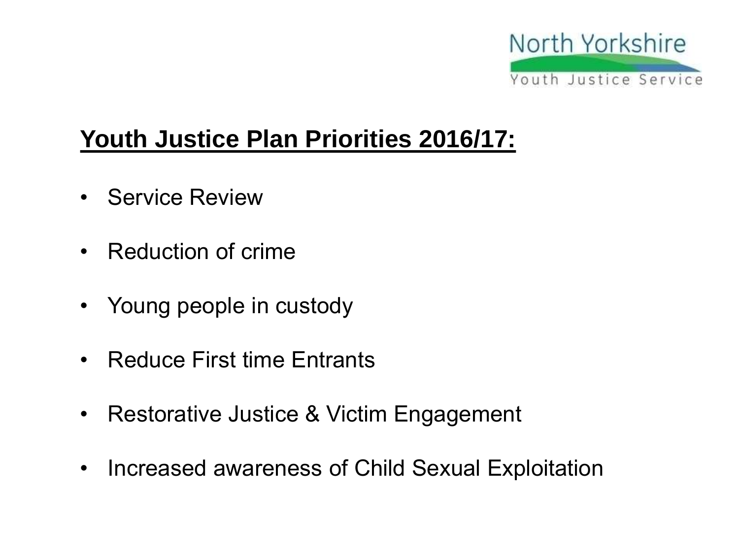North Yorkshire
Youth Justice Service

## Youth Justice Plan Priorities 2016/17:

- Service Review
- Reduction of crime
- Young people in custody
- Reduce First time Entrants
- Restorative Justice & Victim Engagement
- Increased awareness of Child Sexual Exploitation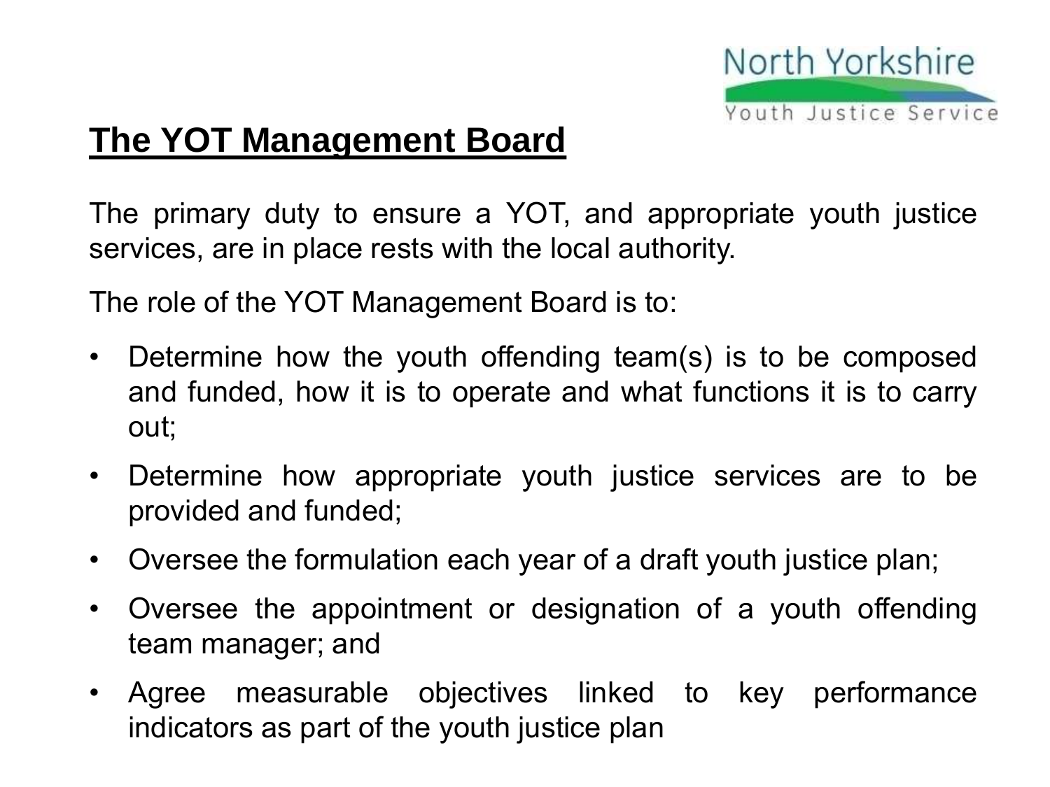## The YOT Management Board

The primary duty to ensure a YOT, and appropriate youth justice services, are in place rests with the local authority.

The role of the YOT Management Board is to:

- Determine how the youth offending team(s) is to be composed and funded, how it is to operate and what functions it is to carry out;
- Determine how appropriate youth justice services are to be provided and funded;
- Oversee the formulation each year of a draft youth justice plan;
- Oversee the appointment or designation of a youth offending team manager; and
- Agree measurable objectives linked to key performance indicators as part of the youth justice plan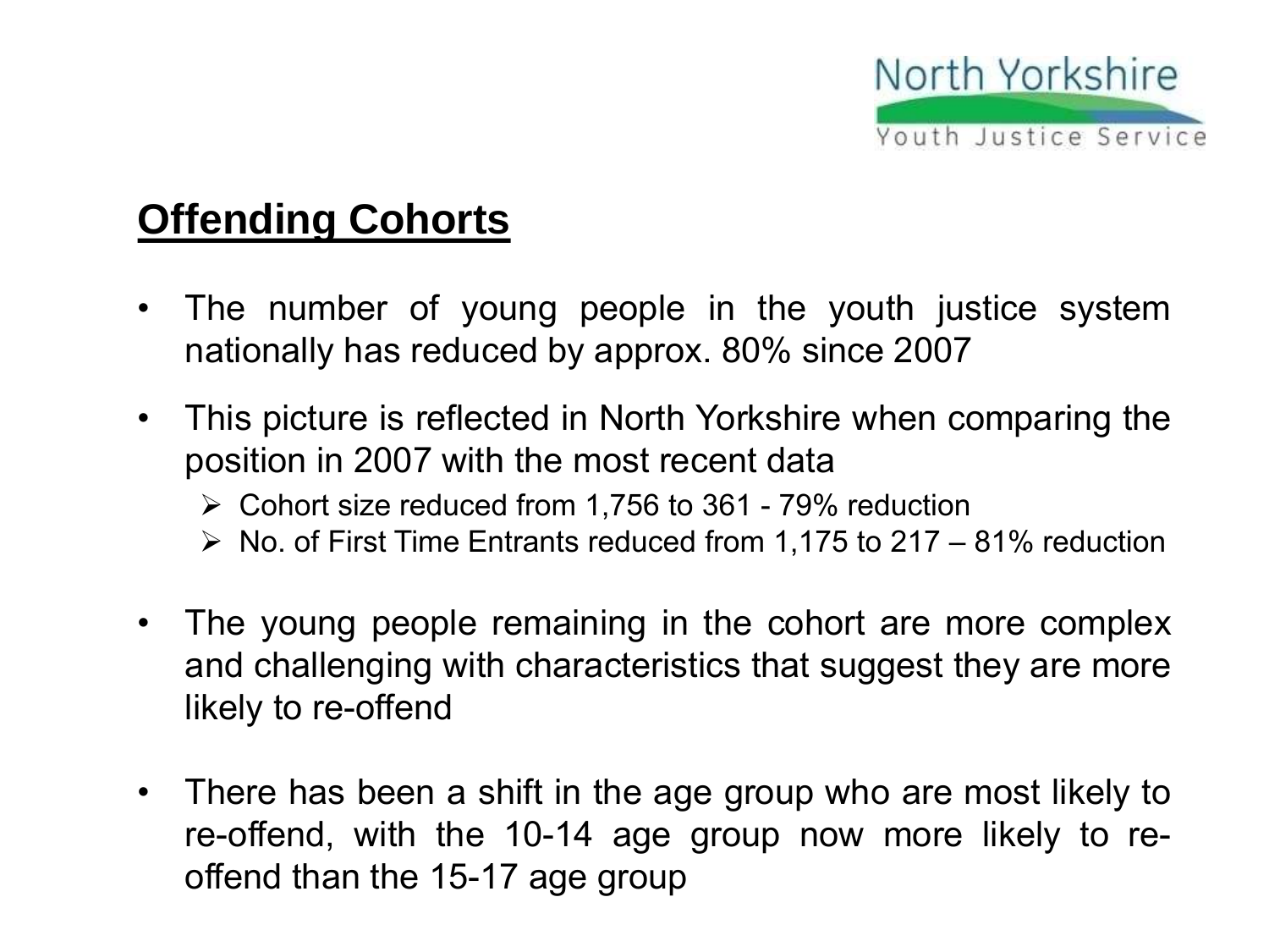## Offending Cohorts

- The number of young people in the youth justice system nationally has reduced by approx. 80% since 2007
- This picture is reflected in North Yorkshire when comparing the position in 2007 with the most recent data
  - Cohort size reduced from 1,756 to 361 - 79% reduction
  - No. of First Time Entrants reduced from 1,175 to 217 – 81% reduction
- The young people remaining in the cohort are more complex and challenging with characteristics that suggest they are more likely to re-offend
- There has been a shift in the age group who are most likely to re-offend, with the 10-14 age group now more likely to re-offend than the 15-17 age group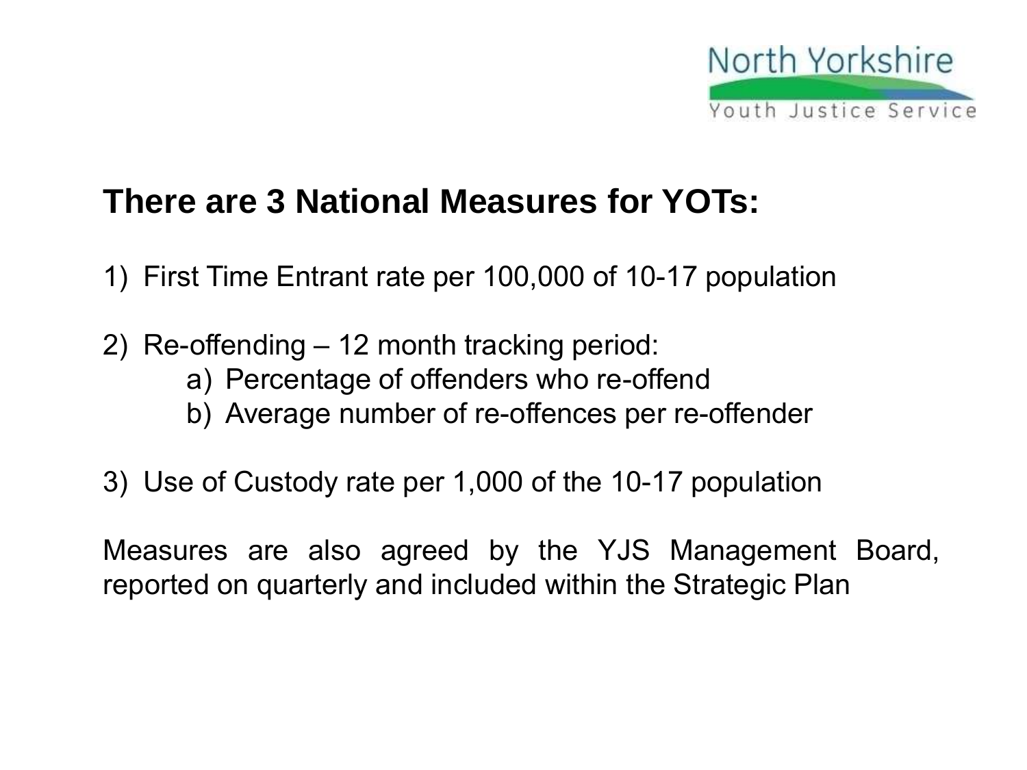## There are 3 National Measures for YOTs:

1) First Time Entrant rate per 100,000 of 10-17 population

2) Re-offending – 12 month tracking period:
    a) Percentage of offenders who re-offend
    b) Average number of re-offences per re-offender

3) Use of Custody rate per 1,000 of the 10-17 population

Measures are also agreed by the YJS Management Board, reported on quarterly and included within the Strategic Plan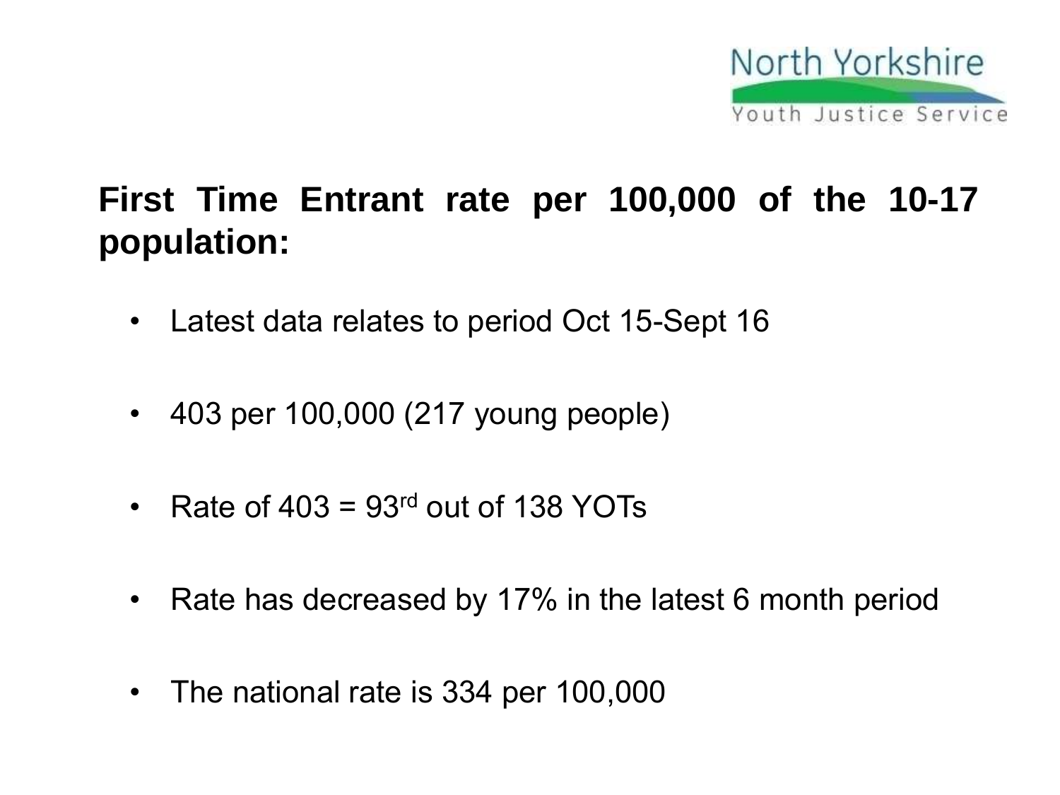North Yorkshire Youth Justice Service

## First Time Entrant rate per 100,000 of the 10-17 population:

- Latest data relates to period Oct 15-Sept 16
- 403 per 100,000 (217 young people)
- Rate of 403 = 93rd out of 138 YOTs
- Rate has decreased by 17% in the latest 6 month period
- The national rate is 334 per 100,000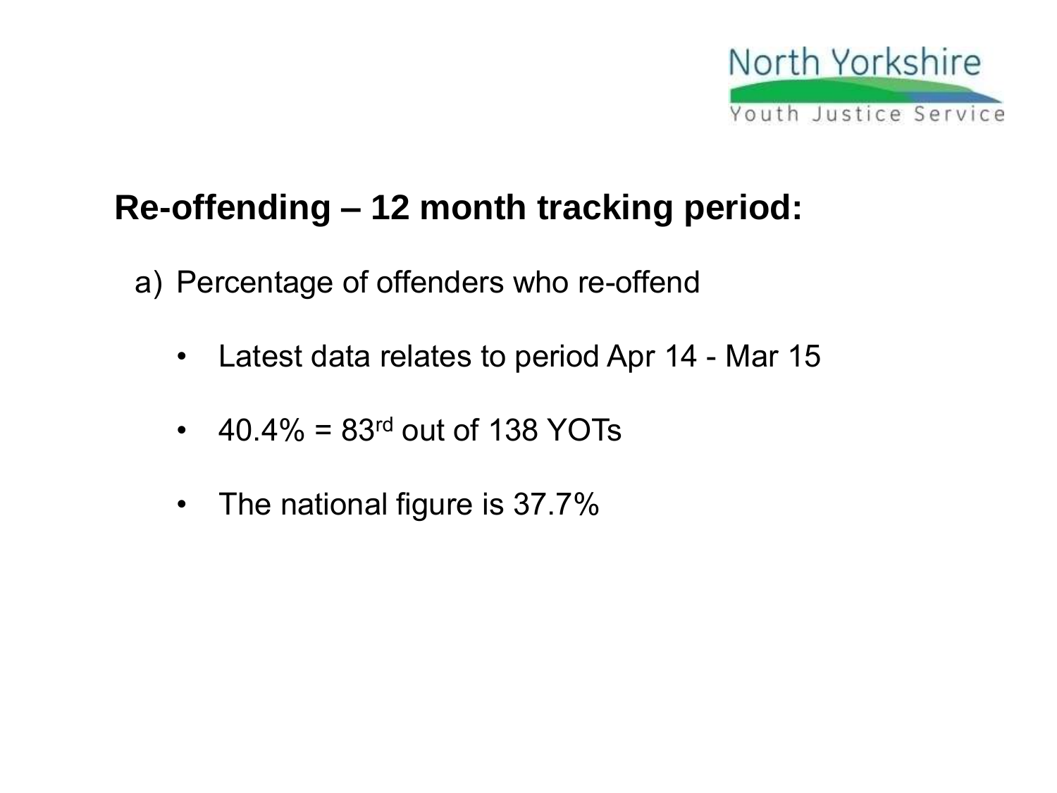North Yorkshire
Youth Justice Service

## Re-offending – 12 month tracking period:

a) Percentage of offenders who re-offend

- Latest data relates to period Apr 14 - Mar 15
- 40.4% = 83rd out of 138 YOTs
- The national figure is 37.7%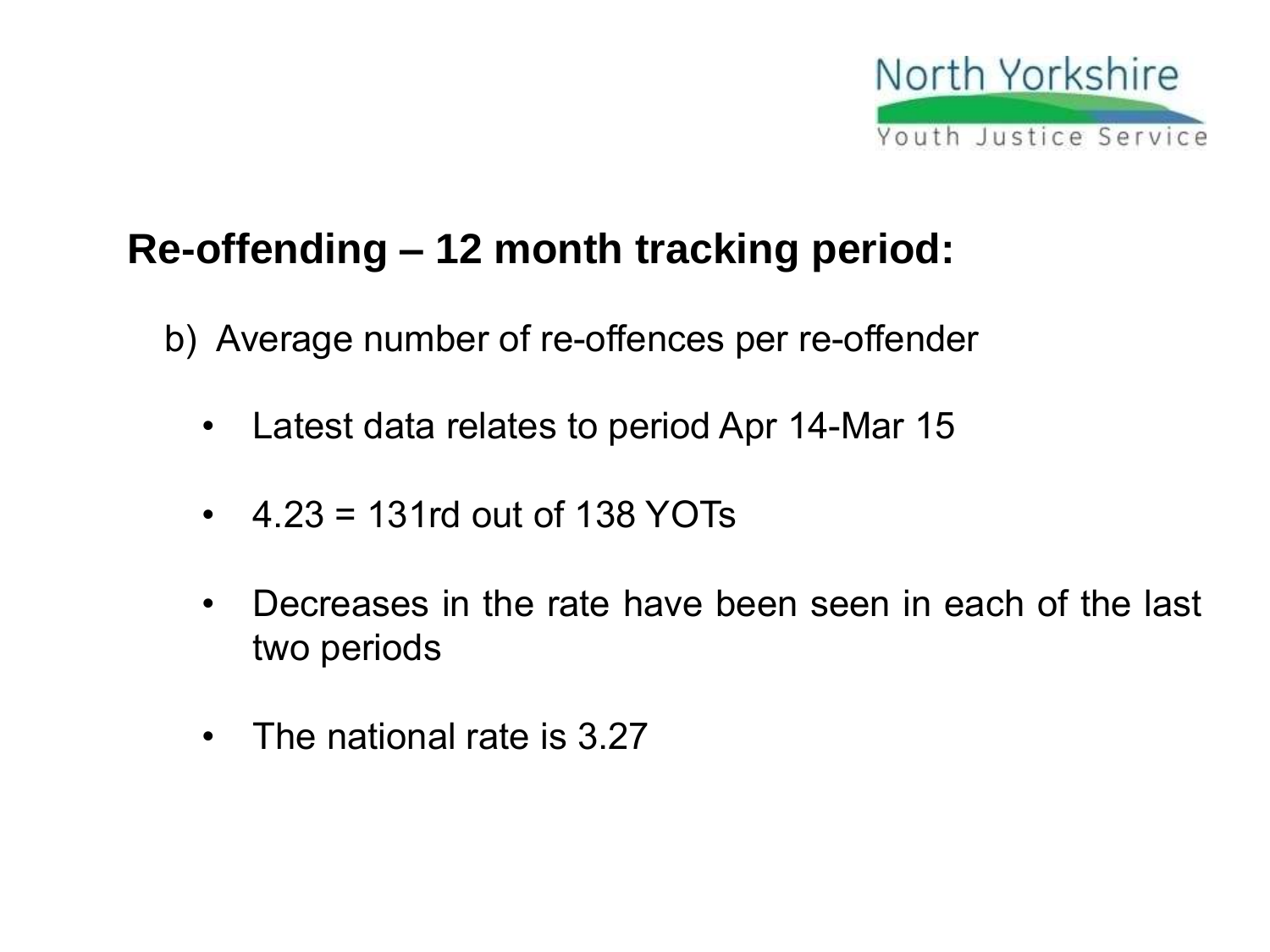North Yorkshire
Youth Justice Service

## Re-offending – 12 month tracking period:

b) Average number of re-offences per re-offender

- Latest data relates to period Apr 14-Mar 15
- 4.23 = 131rd out of 138 YOTs
- Decreases in the rate have been seen in each of the last two periods
- The national rate is 3.27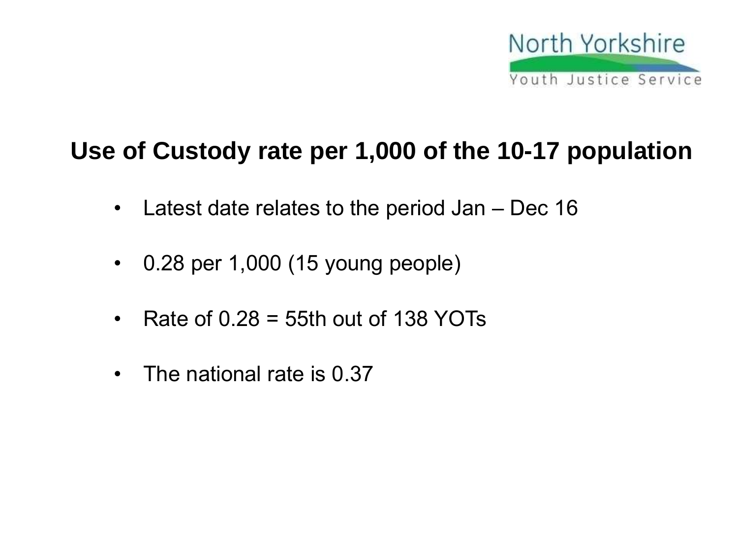North Yorkshire
Youth Justice Service

## Use of Custody rate per 1,000 of the 10-17 population

- Latest date relates to the period Jan – Dec 16
- 0.28 per 1,000 (15 young people)
- Rate of 0.28 = 55th out of 138 YOTs
- The national rate is 0.37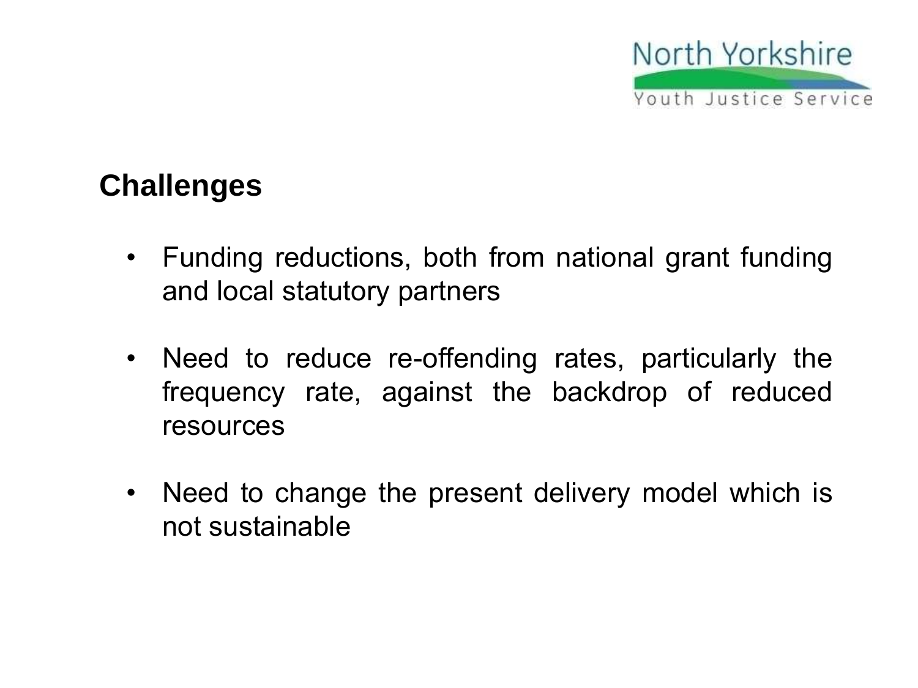## Challenges

- Funding reductions, both from national grant funding and local statutory partners
- Need to reduce re-offending rates, particularly the frequency rate, against the backdrop of reduced resources
- Need to change the present delivery model which is not sustainable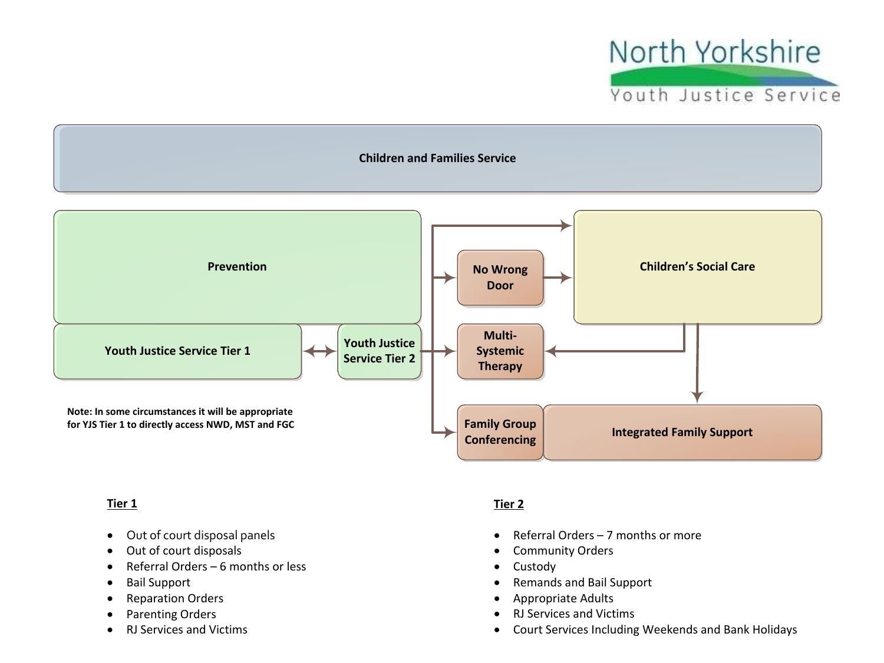North Yorkshire Youth Justice Service

Children and Families Service

Prevention

Youth Justice Service Tier 1

Youth Justice Service Tier 2

No Wrong Door

Multi-Systemic Therapy

Family Group Conferencing

Children's Social Care

Integrated Family Support

**Note: In some circumstances it will be appropriate for YJS Tier 1 to directly access NWD, MST and FGC**

**Tier 1**

- Out of court disposal panels
- Out of court disposals
- Referral Orders – 6 months or less
- Bail Support
- Reparation Orders
- Parenting Orders
- RJ Services and Victims

**Tier 2**

- Referral Orders – 7 months or more
- Community Orders
- Custody
- Remands and Bail Support
- Appropriate Adults
- RJ Services and Victims
- Court Services Including Weekends and Bank Holidays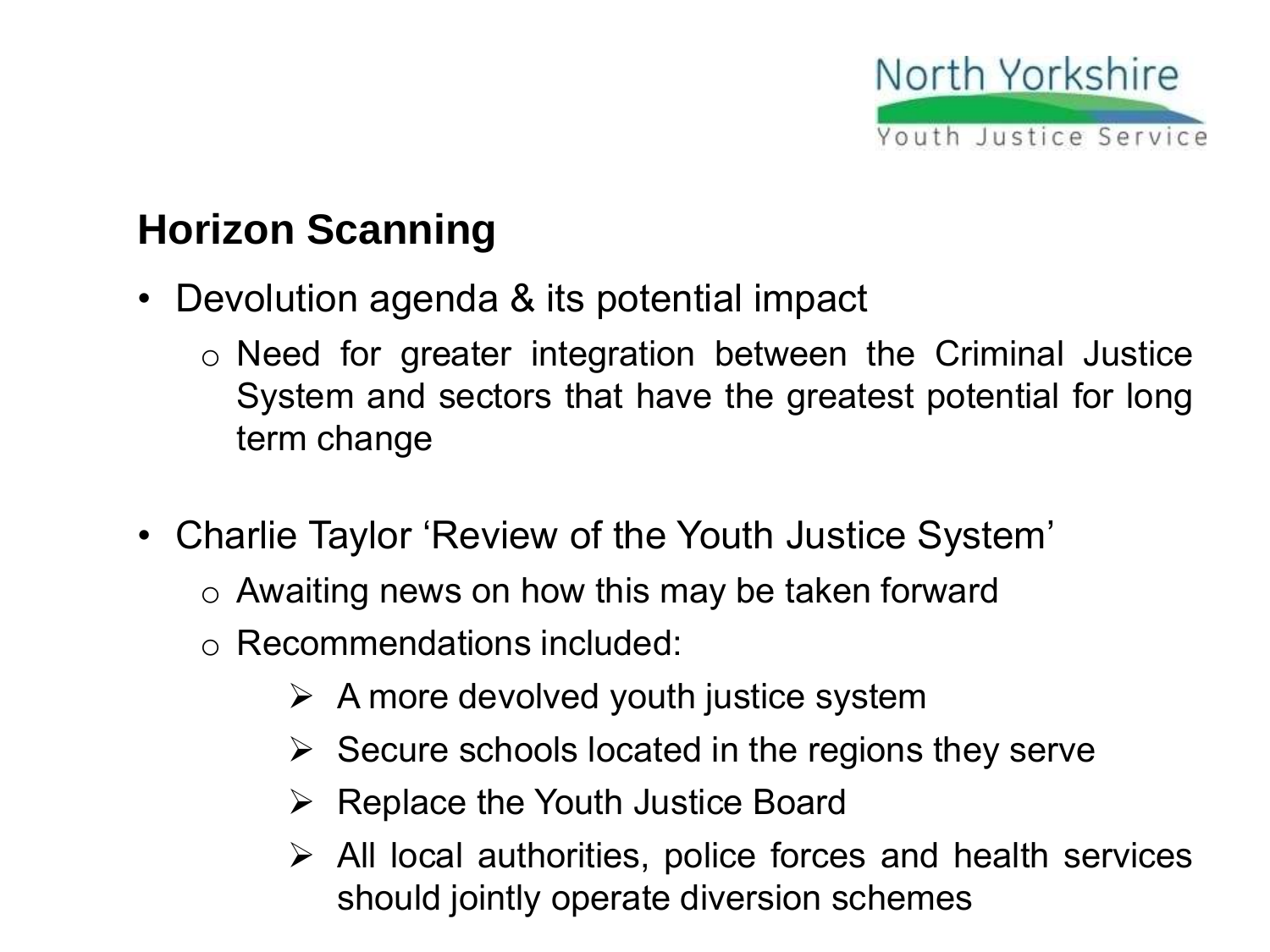## Horizon Scanning

- Devolution agenda & its potential impact
  - Need for greater integration between the Criminal Justice System and sectors that have the greatest potential for long term change
- Charlie Taylor 'Review of the Youth Justice System'
  - Awaiting news on how this may be taken forward
  - Recommendations included:
    - A more devolved youth justice system
    - Secure schools located in the regions they serve
    - Replace the Youth Justice Board
    - All local authorities, police forces and health services should jointly operate diversion schemes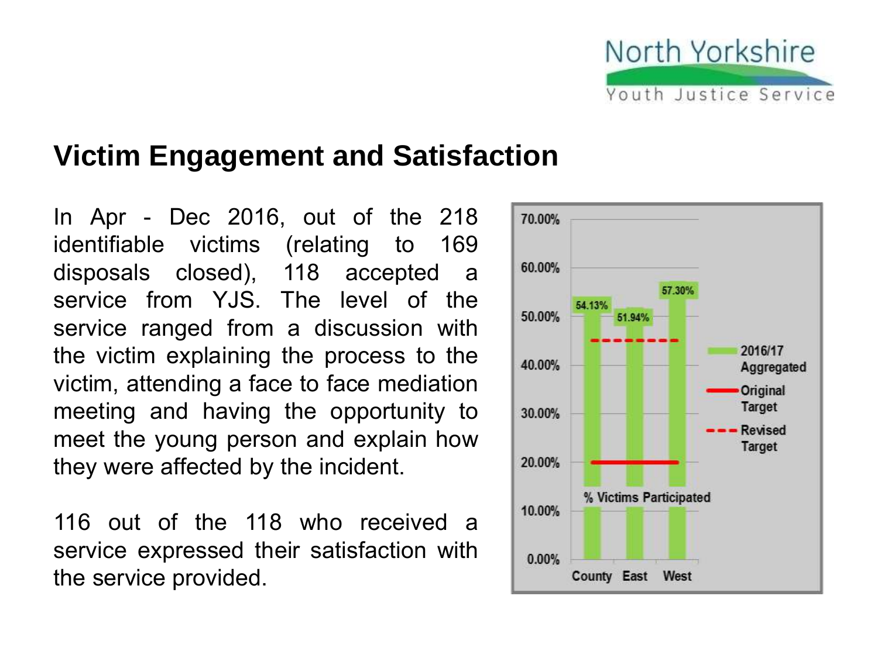## Victim Engagement and Satisfaction

In Apr - Dec 2016, out of the 218 identifiable victims (relating to 169 disposals closed), 118 accepted a service from YJS. The level of the service ranged from a discussion with the victim explaining the process to the victim, attending a face to face mediation meeting and having the opportunity to meet the young person and explain how they were affected by the incident.

116 out of the 118 who received a service expressed their satisfaction with the service provided.

| % Victims Participated | 2016/17 Aggregated |
| --- | --- |
| County | 54.13% |
| East | 51.94% |
| West | 57.30% |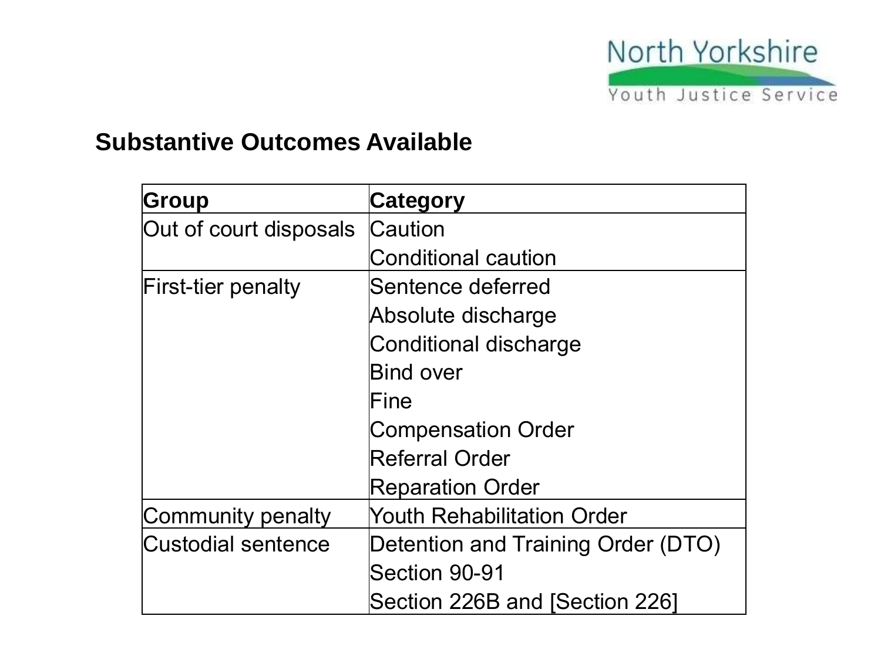## Substantive Outcomes Available

| Group | Category |
| --- | --- |
| Out of court disposals | Caution |
| | Conditional caution |
| First-tier penalty | Sentence deferred |
| | Absolute discharge |
| | Conditional discharge |
| | Bind over |
| | Fine |
| | Compensation Order |
| | Referral Order |
| | Reparation Order |
| Community penalty | Youth Rehabilitation Order |
| Custodial sentence | Detention and Training Order (DTO) |
| | Section 90-91 |
| | Section 226B and [Section 226] |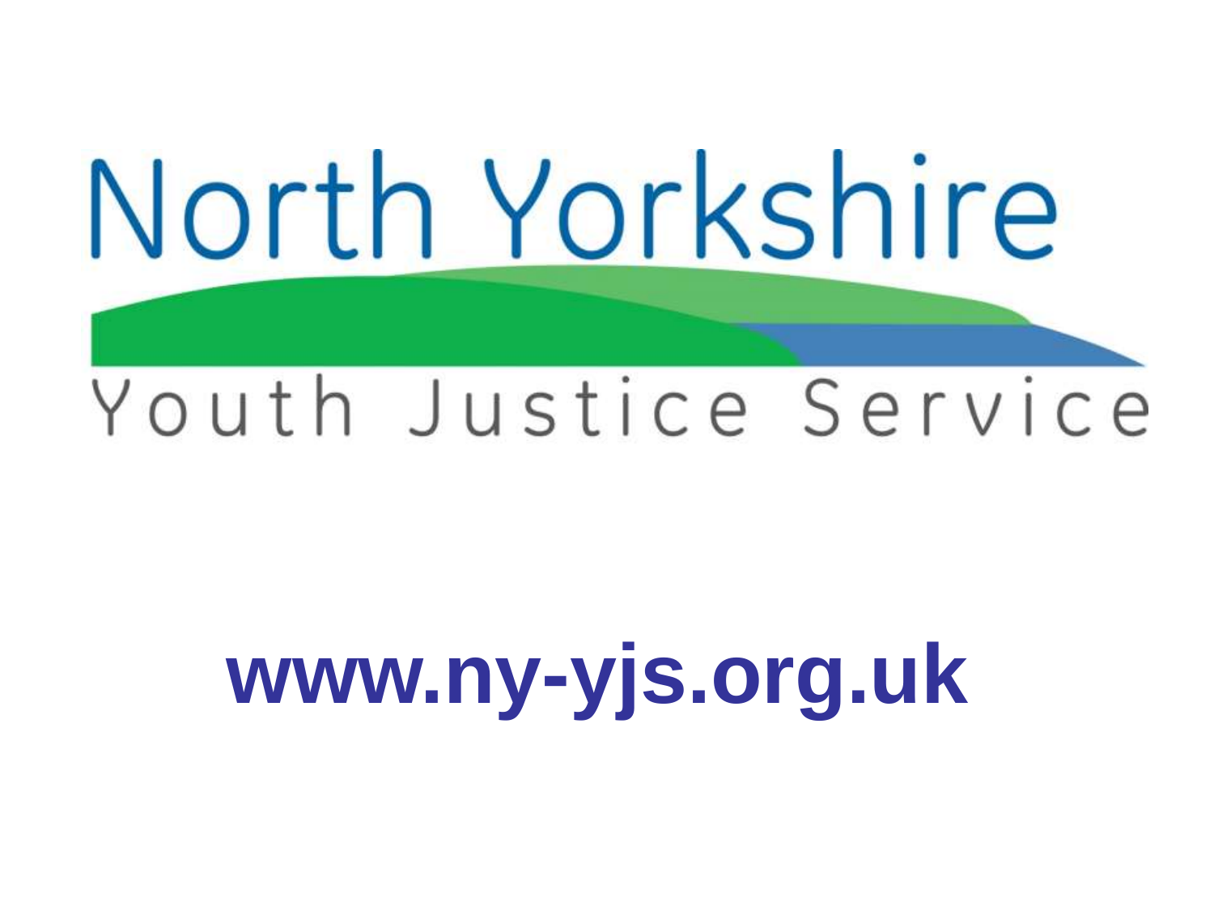North Yorkshire

Youth Justice Service

**www.ny-yjs.org.uk**